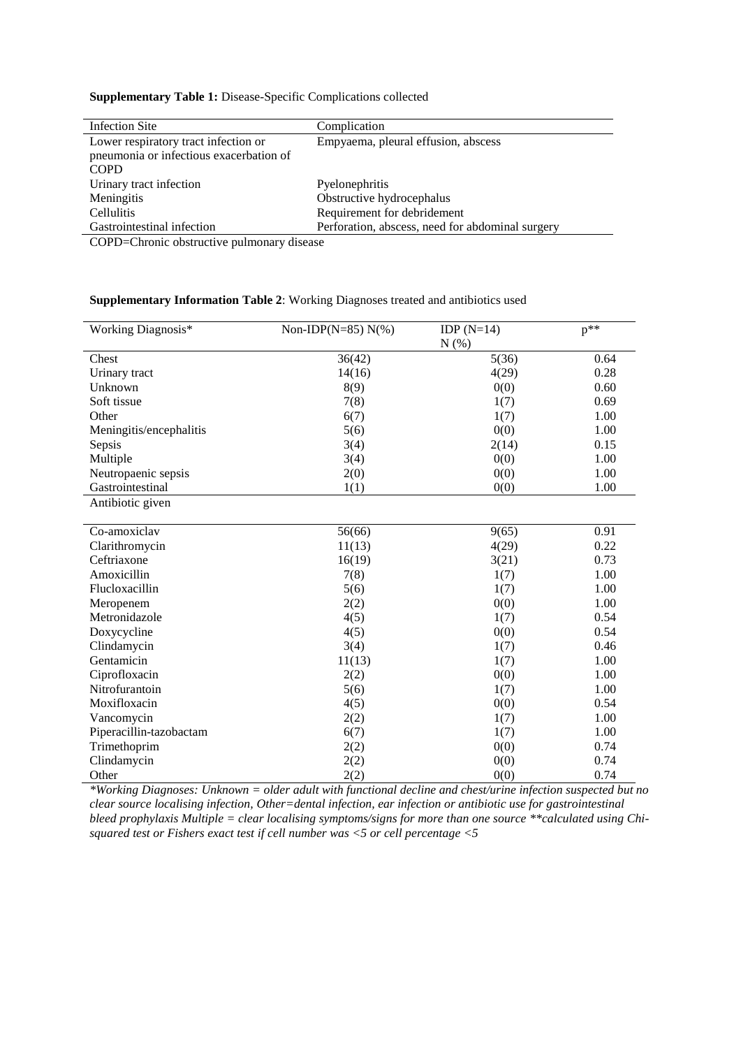**Supplementary Table 1:** Disease-Specific Complications collected

| Infection Site | Complication |
|---|---|
| Lower respiratory tract infection or pneumonia or infectious exacerbation of COPD | Empyaema, pleural effusion, abscess |
| Urinary tract infection | Pyelonephritis |
| Meningitis | Obstructive hydrocephalus |
| Cellulitis | Requirement for debridement |
| Gastrointestinal infection | Perforation, abscess, need for abdominal surgery |

COPD=Chronic obstructive pulmonary disease

**Supplementary Information Table 2**: Working Diagnoses treated and antibiotics used

| Working Diagnosis* | Non-IDP(N=85) N(%) | IDP (N=14) N (%) | p** |
|---|---|---|---|
| Chest | 36(42) | 5(36) | 0.64 |
| Urinary tract | 14(16) | 4(29) | 0.28 |
| Unknown | 8(9) | 0(0) | 0.60 |
| Soft tissue | 7(8) | 1(7) | 0.69 |
| Other | 6(7) | 1(7) | 1.00 |
| Meningitis/encephalitis | 5(6) | 0(0) | 1.00 |
| Sepsis | 3(4) | 2(14) | 0.15 |
| Multiple | 3(4) | 0(0) | 1.00 |
| Neutropaenic sepsis | 2(0) | 0(0) | 1.00 |
| Gastrointestinal | 1(1) | 0(0) | 1.00 |
| Antibiotic given | | | |
| Co-amoxiclav | 56(66) | 9(65) | 0.91 |
| Clarithromycin | 11(13) | 4(29) | 0.22 |
| Ceftriaxone | 16(19) | 3(21) | 0.73 |
| Amoxicillin | 7(8) | 1(7) | 1.00 |
| Flucloxacillin | 5(6) | 1(7) | 1.00 |
| Meropenem | 2(2) | 0(0) | 1.00 |
| Metronidazole | 4(5) | 1(7) | 0.54 |
| Doxycycline | 4(5) | 0(0) | 0.54 |
| Clindamycin | 3(4) | 1(7) | 0.46 |
| Gentamicin | 11(13) | 1(7) | 1.00 |
| Ciprofloxacin | 2(2) | 0(0) | 1.00 |
| Nitrofurantoin | 5(6) | 1(7) | 1.00 |
| Moxifloxacin | 4(5) | 0(0) | 0.54 |
| Vancomycin | 2(2) | 1(7) | 1.00 |
| Piperacillin-tazobactam | 6(7) | 1(7) | 1.00 |
| Trimethoprim | 2(2) | 0(0) | 0.74 |
| Clindamycin | 2(2) | 0(0) | 0.74 |
| Other | 2(2) | 0(0) | 0.74 |

*\*Working Diagnoses: Unknown = older adult with functional decline and chest/urine infection suspected but no clear source localising infection, Other=dental infection, ear infection or antibiotic use for gastrointestinal bleed prophylaxis Multiple = clear localising symptoms/signs for more than one source \*\*calculated using Chi-squared test or Fishers exact test if cell number was <5 or cell percentage <5*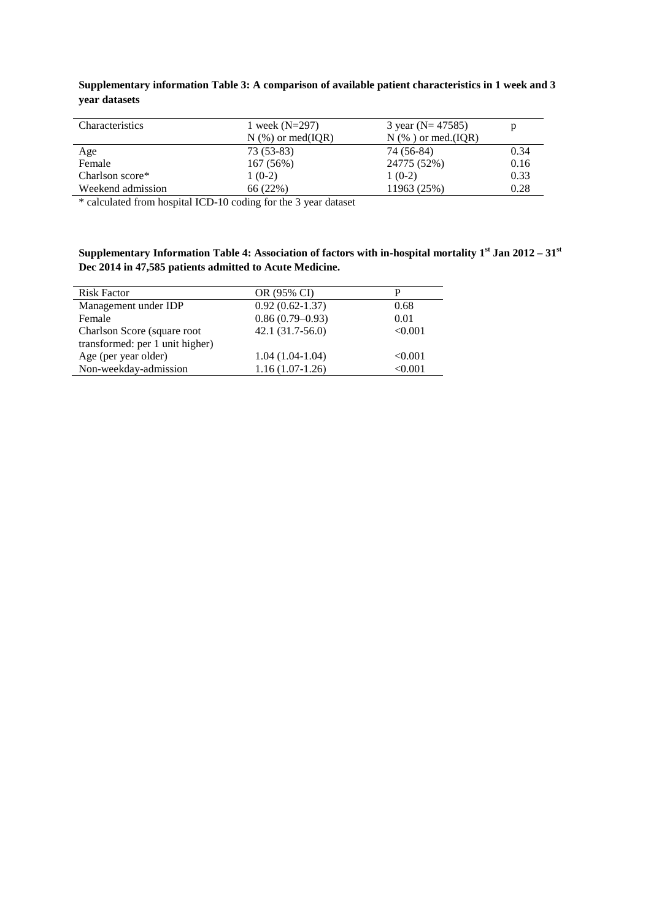**Supplementary information Table 3: A comparison of available patient characteristics in 1 week and 3 year datasets**

| Characteristics | 1 week (N=297)<br>N (%) or med(IQR) | 3 year (N= 47585)<br>N (% ) or med.(IQR) | p |
|---|---|---|---|
| Age | 73 (53-83) | 74 (56-84) | 0.34 |
| Female | 167 (56%) | 24775 (52%) | 0.16 |
| Charlson score* | 1 (0-2) | 1 (0-2) | 0.33 |
| Weekend admission | 66 (22%) | 11963 (25%) | 0.28 |

* calculated from hospital ICD-10 coding for the 3 year dataset

**Supplementary Information Table 4: Association of factors with in-hospital mortality 1[st] Jan 2012 – 31[st] Dec 2014 in 47,585 patients admitted to Acute Medicine.**

| Risk Factor | OR (95% CI) | P |
|---|---|---|
| Management under IDP | 0.92 (0.62-1.37) | 0.68 |
| Female | 0.86 (0.79–0.93) | 0.01 |
| Charlson Score (square root transformed: per 1 unit higher) | 42.1 (31.7-56.0) | <0.001 |
| Age (per year older) | 1.04 (1.04-1.04) | <0.001 |
| Non-weekday-admission | 1.16 (1.07-1.26) | <0.001 |